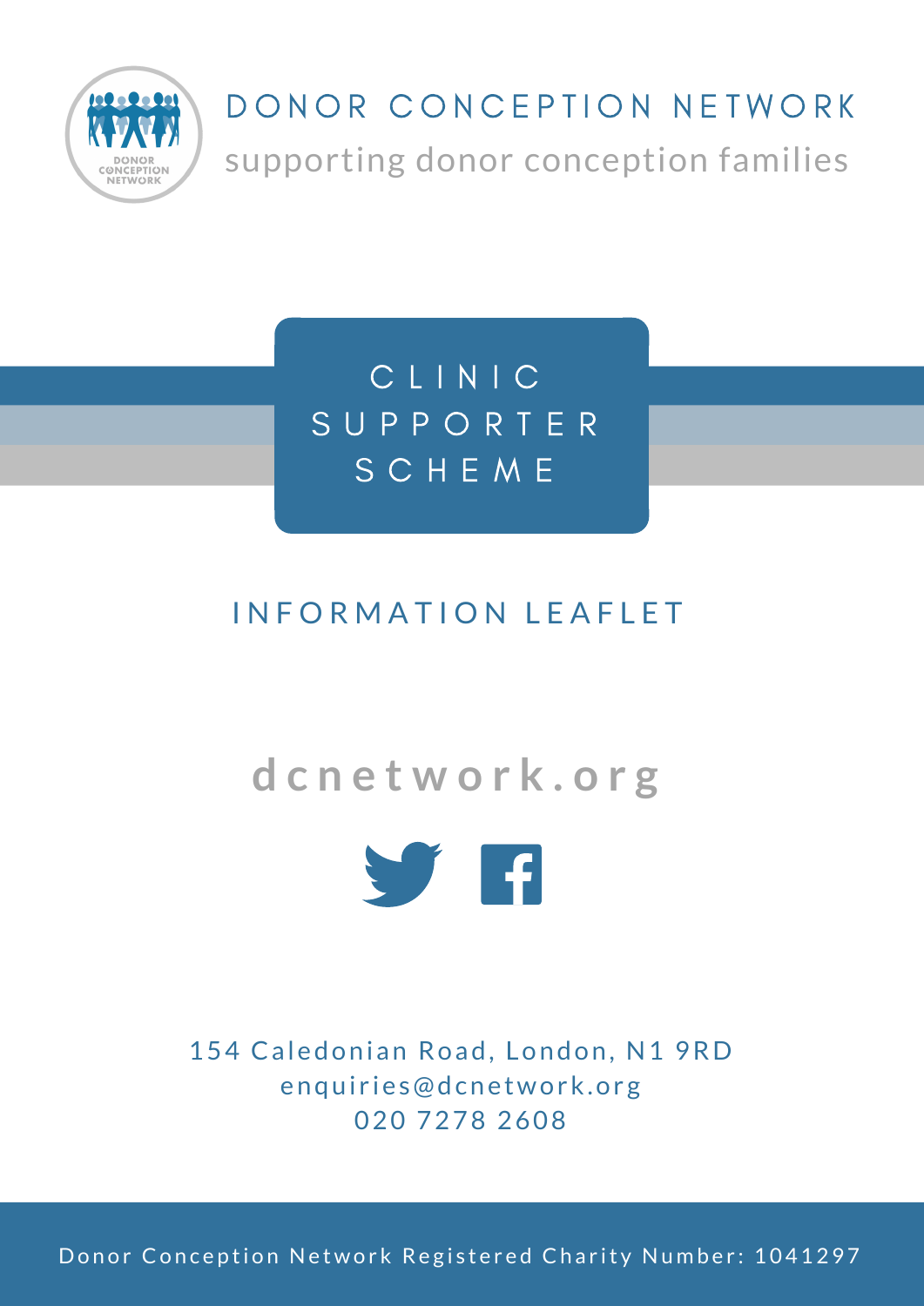# DONOR CONCEPTION NETWORK

supporting donor conception families

## CLINIC SUPPORTER SCHEME

INFORMATION LEAFLET

**dcnetwork.org**

154 Caledonian Road, London, N1 9RD
enquiries@dcnetwork.org
020 7278 2608

Donor Conception Network Registered Charity Number: 1041297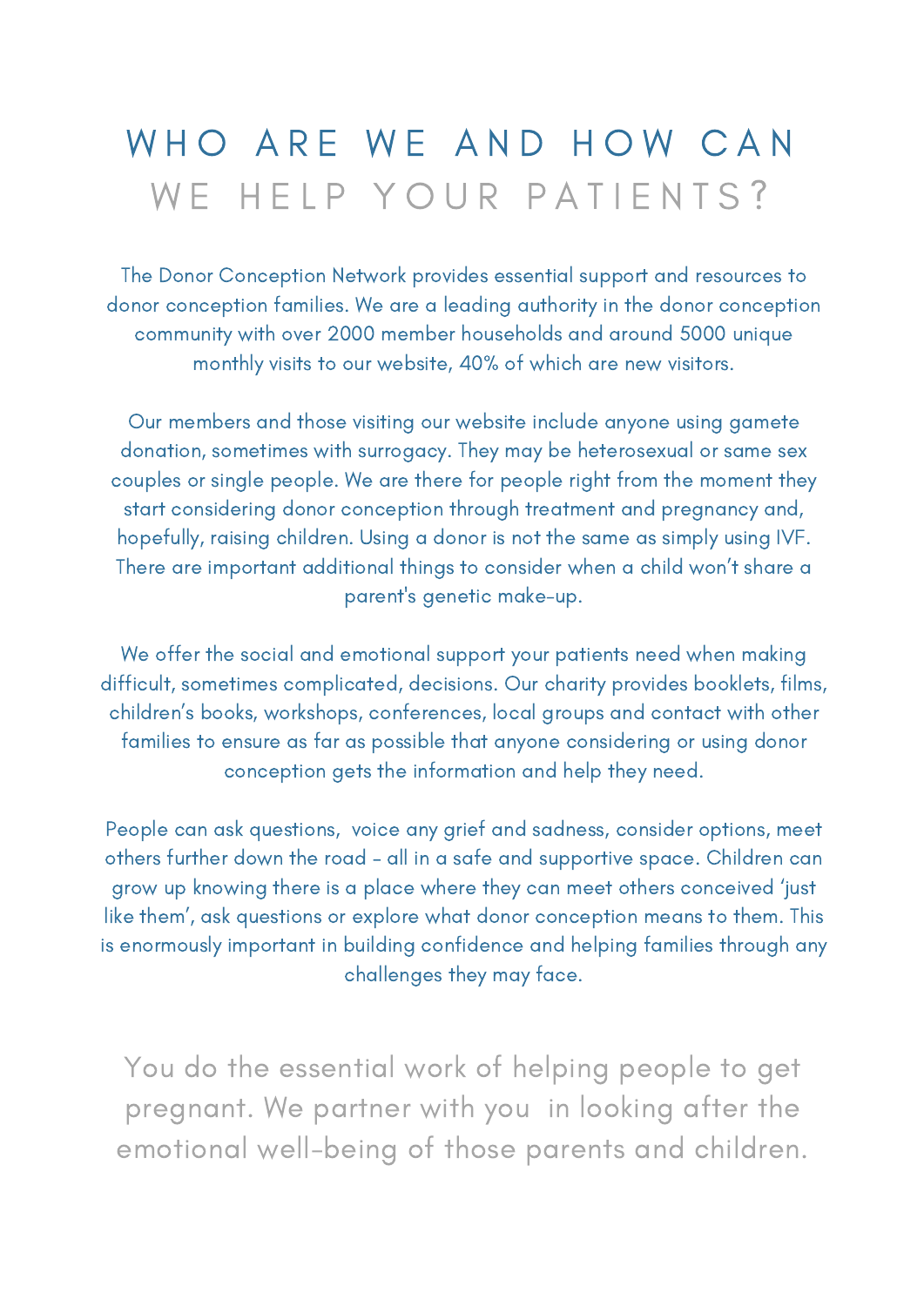# WHO ARE WE AND HOW CAN WE HELP YOUR PATIENTS?

The Donor Conception Network provides essential support and resources to donor conception families. We are a leading authority in the donor conception community with over 2000 member households and around 5000 unique monthly visits to our website, 40% of which are new visitors.

Our members and those visiting our website include anyone using gamete donation, sometimes with surrogacy. They may be heterosexual or same sex couples or single people. We are there for people right from the moment they start considering donor conception through treatment and pregnancy and, hopefully, raising children. Using a donor is not the same as simply using IVF. There are important additional things to consider when a child won't share a parent's genetic make-up.

We offer the social and emotional support your patients need when making difficult, sometimes complicated, decisions. Our charity provides booklets, films, children's books, workshops, conferences, local groups and contact with other families to ensure as far as possible that anyone considering or using donor conception gets the information and help they need.

People can ask questions, voice any grief and sadness, consider options, meet others further down the road - all in a safe and supportive space. Children can grow up knowing there is a place where they can meet others conceived 'just like them', ask questions or explore what donor conception means to them. This is enormously important in building confidence and helping families through any challenges they may face.

You do the essential work of helping people to get pregnant. We partner with you in looking after the emotional well-being of those parents and children.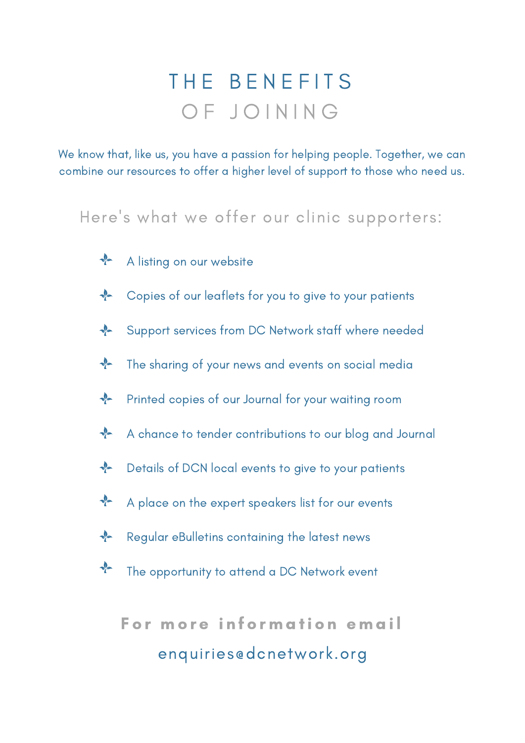# THE BENEFITS OF JOINING

We know that, like us, you have a passion for helping people. Together, we can combine our resources to offer a higher level of support to those who need us.

## Here's what we offer our clinic supporters:

- A listing on our website
- Copies of our leaflets for you to give to your patients
- Support services from DC Network staff where needed
- The sharing of your news and events on social media
- Printed copies of our Journal for your waiting room
- A chance to tender contributions to our blog and Journal
- Details of DCN local events to give to your patients
- A place on the expert speakers list for our events
- Regular eBulletins containing the latest news
- The opportunity to attend a DC Network event

**For more information email**

enquiries@dcnetwork.org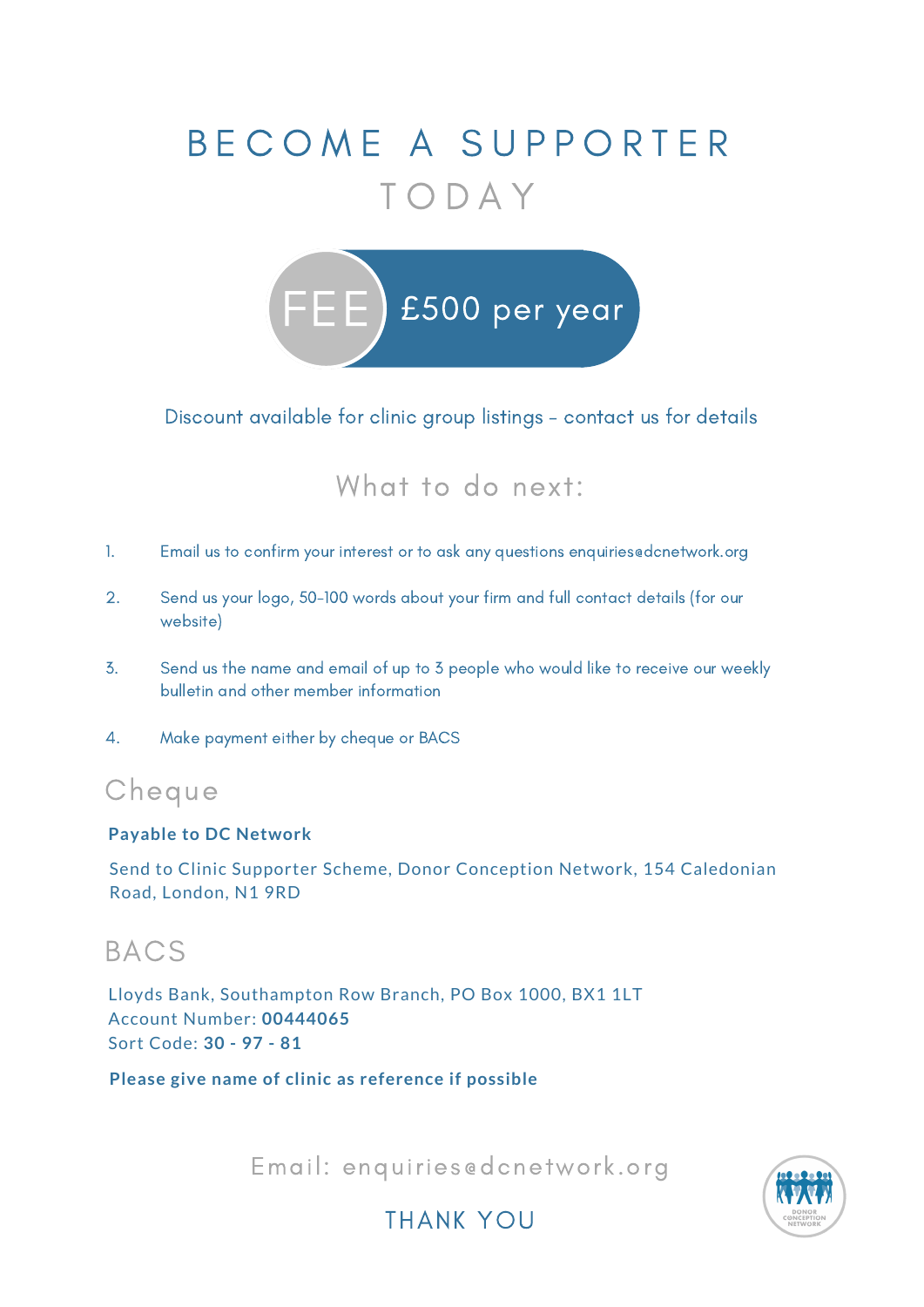# BECOME A SUPPORTER TODAY

**FEE** £500 per year

Discount available for clinic group listings - contact us for details

## What to do next:

1. Email us to confirm your interest or to ask any questions enquiries@dcnetwork.org
2. Send us your logo, 50-100 words about your firm and full contact details (for our website)
3. Send us the name and email of up to 3 people who would like to receive our weekly bulletin and other member information
4. Make payment either by cheque or BACS

## Cheque

**Payable to DC Network**

Send to Clinic Supporter Scheme, Donor Conception Network, 154 Caledonian Road, London, N1 9RD

## BACS

Lloyds Bank, Southampton Row Branch, PO Box 1000, BX1 1LT
Account Number: **00444065**
Sort Code: **30 - 97 - 81**

**Please give name of clinic as reference if possible**

Email: enquiries@dcnetwork.org

THANK YOU